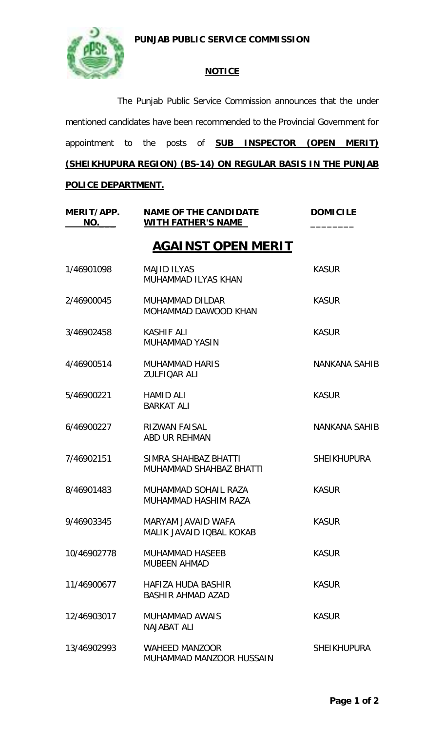**PUNJAB PUBLIC SERVICE COMMISSION**

## NOTICE

The Punjab Public Service Commission announces that the under mentioned candidates have been recommended to the Provincial Government for appointment to the posts of **SUB INSPECTOR (OPEN MERIT) (SHEIKHUPURA REGION) (BS-14) ON REGULAR BASIS IN THE PUNJAB POLICE DEPARTMENT.**

## AGAINST OPEN MERIT

| MERIT/APP. NO. | NAME OF THE CANDIDATE WITH FATHER'S NAME | DOMICILE |
|---|---|---|
| 1/46901098 | MAJID ILYAS<br>MUHAMMAD ILYAS KHAN | KASUR |
| 2/46900045 | MUHAMMAD DILDAR<br>MOHAMMAD DAWOOD KHAN | KASUR |
| 3/46902458 | KASHIF ALI<br>MUHAMMAD YASIN | KASUR |
| 4/46900514 | MUHAMMAD HARIS<br>ZULFIQAR ALI | NANKANA SAHIB |
| 5/46900221 | HAMID ALI<br>BARKAT ALI | KASUR |
| 6/46900227 | RIZWAN FAISAL<br>ABD UR REHMAN | NANKANA SAHIB |
| 7/46902151 | SIMRA SHAHBAZ BHATTI<br>MUHAMMAD SHAHBAZ BHATTI | SHEIKHUPURA |
| 8/46901483 | MUHAMMAD SOHAIL RAZA<br>MUHAMMAD HASHIM RAZA | KASUR |
| 9/46903345 | MARYAM JAVAID WAFA<br>MALIK JAVAID IQBAL KOKAB | KASUR |
| 10/46902778 | MUHAMMAD HASEEB<br>MUBEEN AHMAD | KASUR |
| 11/46900677 | HAFIZA HUDA BASHIR<br>BASHIR AHMAD AZAD | KASUR |
| 12/46903017 | MUHAMMAD AWAIS<br>NAJABAT ALI | KASUR |
| 13/46902993 | WAHEED MANZOOR<br>MUHAMMAD MANZOOR HUSSAIN | SHEIKHUPURA |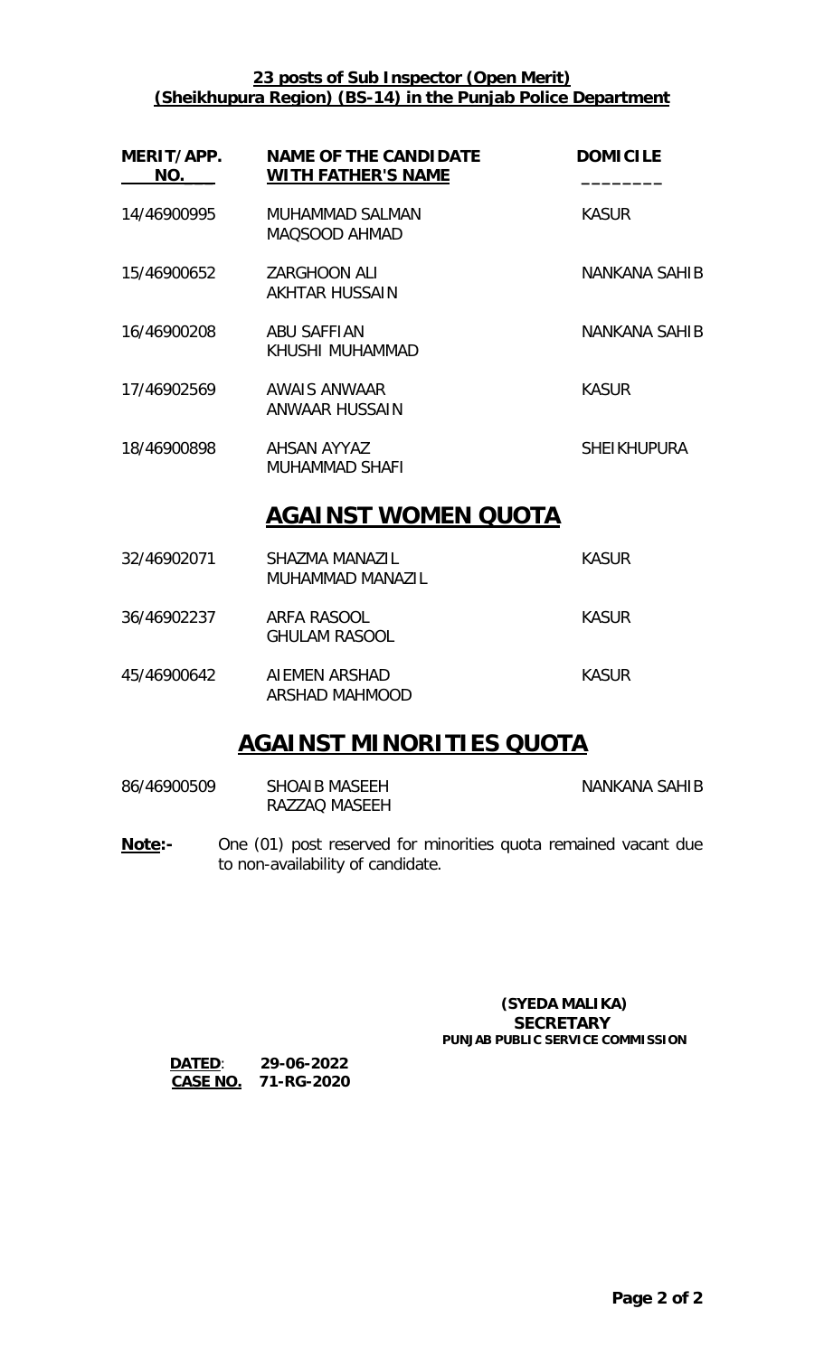**23 posts of Sub Inspector (Open Merit) (Sheikhupura Region) (BS-14) in the Punjab Police Department**

| MERIT/APP. NO. | NAME OF THE CANDIDATE WITH FATHER'S NAME | DOMICILE |
|---|---|---|
| 14/46900995 | MUHAMMAD SALMAN<br>MAQSOOD AHMAD | KASUR |
| 15/46900652 | ZARGHOON ALI<br>AKHTAR HUSSAIN | NANKANA SAHIB |
| 16/46900208 | ABU SAFFIAN<br>KHUSHI MUHAMMAD | NANKANA SAHIB |
| 17/46902569 | AWAIS ANWAAR<br>ANWAAR HUSSAIN | KASUR |
| 18/46900898 | AHSAN AYYAZ<br>MUHAMMAD SHAFI | SHEIKHUPURA |

## AGAINST WOMEN QUOTA

| | | |
|---|---|---|
| 32/46902071 | SHAZMA MANAZIL<br>MUHAMMAD MANAZIL | KASUR |
| 36/46902237 | ARFA RASOOL<br>GHULAM RASOOL | KASUR |
| 45/46900642 | AIEMEN ARSHAD<br>ARSHAD MAHMOOD | KASUR |

## AGAINST MINORITIES QUOTA

| | | |
|---|---|---|
| 86/46900509 | SHOAIB MASEEH<br>RAZZAQ MASEEH | NANKANA SAHIB |

**Note:-** One (01) post reserved for minorities quota remained vacant due to non-availability of candidate.

**(SYEDA MALIKA)**
**SECRETARY**
**PUNJAB PUBLIC SERVICE COMMISSION**

**DATED**: **29-06-2022**
**CASE NO.** **71-RG-2020**